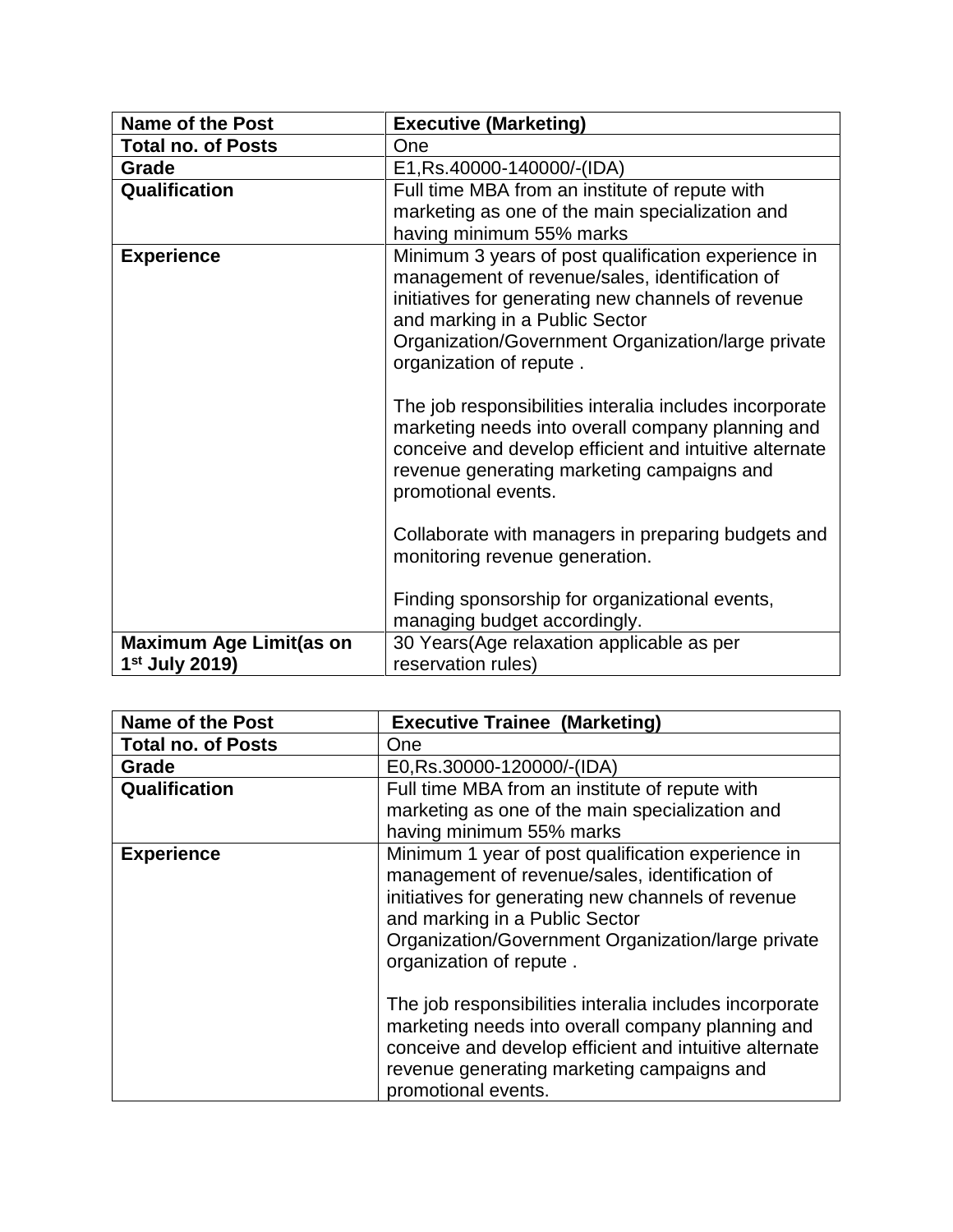| Name of the Post | Executive (Marketing) |
|---|---|
| Total no. of Posts | One |
| Grade | E1,Rs.40000-140000/-(IDA) |
| Qualification | Full time MBA from an institute of repute with marketing as one of the main specialization and having minimum 55% marks |
| Experience | Minimum 3 years of post qualification experience in management of revenue/sales, identification of initiatives for generating new channels of revenue and marking in a Public Sector Organization/Government Organization/large private organization of repute .<br><br>The job responsibilities interalia includes incorporate marketing needs into overall company planning and conceive and develop efficient and intuitive alternate revenue generating marketing campaigns and promotional events.<br><br>Collaborate with managers in preparing budgets and monitoring revenue generation.<br><br>Finding sponsorship for organizational events, managing budget accordingly. |
| Maximum Age Limit(as on 1st July 2019) | 30 Years(Age relaxation applicable as per reservation rules) |

| Name of the Post | Executive Trainee (Marketing) |
|---|---|
| Total no. of Posts | One |
| Grade | E0,Rs.30000-120000/-(IDA) |
| Qualification | Full time MBA from an institute of repute with marketing as one of the main specialization and having minimum 55% marks |
| Experience | Minimum 1 year of post qualification experience in management of revenue/sales, identification of initiatives for generating new channels of revenue and marking in a Public Sector Organization/Government Organization/large private organization of repute .<br><br>The job responsibilities interalia includes incorporate marketing needs into overall company planning and conceive and develop efficient and intuitive alternate revenue generating marketing campaigns and promotional events. |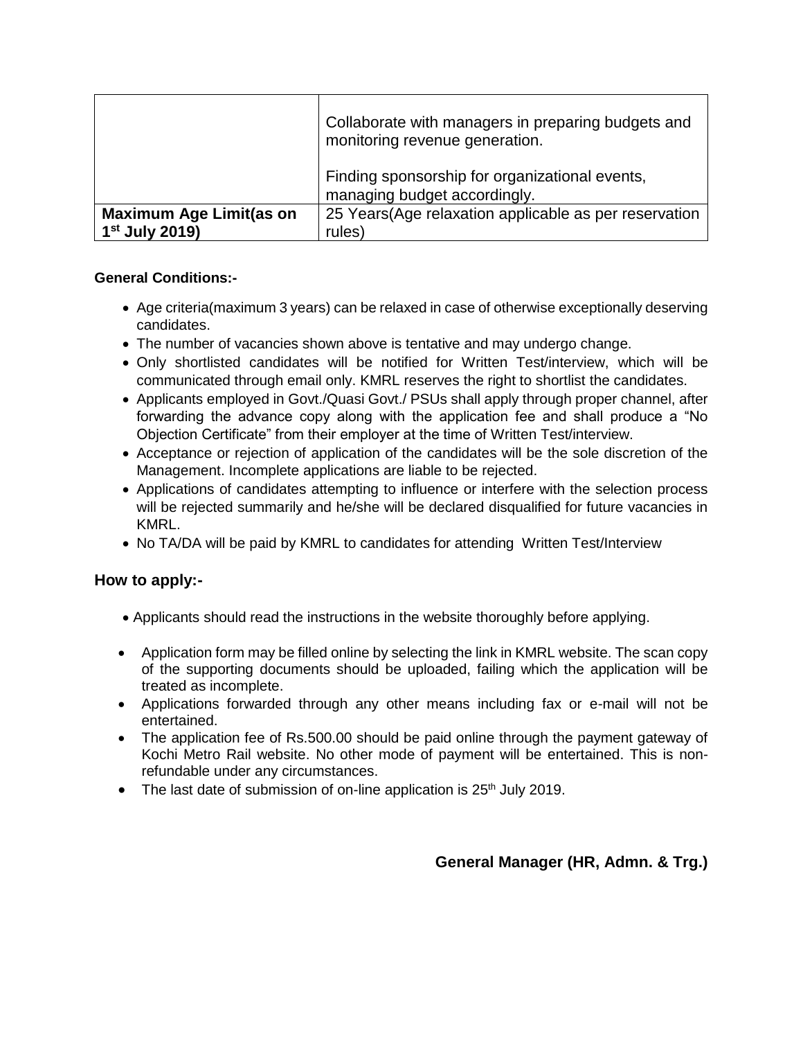| | |
|---|---|
| | Collaborate with managers in preparing budgets and monitoring revenue generation.<br><br>Finding sponsorship for organizational events, managing budget accordingly. |
| **Maximum Age Limit(as on 1st July 2019)** | 25 Years(Age relaxation applicable as per reservation rules) |

**General Conditions:-**

- Age criteria(maximum 3 years) can be relaxed in case of otherwise exceptionally deserving candidates.
- The number of vacancies shown above is tentative and may undergo change.
- Only shortlisted candidates will be notified for Written Test/interview, which will be communicated through email only. KMRL reserves the right to shortlist the candidates.
- Applicants employed in Govt./Quasi Govt./ PSUs shall apply through proper channel, after forwarding the advance copy along with the application fee and shall produce a "No Objection Certificate" from their employer at the time of Written Test/interview.
- Acceptance or rejection of application of the candidates will be the sole discretion of the Management. Incomplete applications are liable to be rejected.
- Applications of candidates attempting to influence or interfere with the selection process will be rejected summarily and he/she will be declared disqualified for future vacancies in KMRL.
- No TA/DA will be paid by KMRL to candidates for attending Written Test/Interview

## How to apply:-

- Applicants should read the instructions in the website thoroughly before applying.
- Application form may be filled online by selecting the link in KMRL website. The scan copy of the supporting documents should be uploaded, failing which the application will be treated as incomplete.
- Applications forwarded through any other means including fax or e-mail will not be entertained.
- The application fee of Rs.500.00 should be paid online through the payment gateway of Kochi Metro Rail website. No other mode of payment will be entertained. This is non-refundable under any circumstances.
- The last date of submission of on-line application is 25th July 2019.

**General Manager (HR, Admn. & Trg.)**